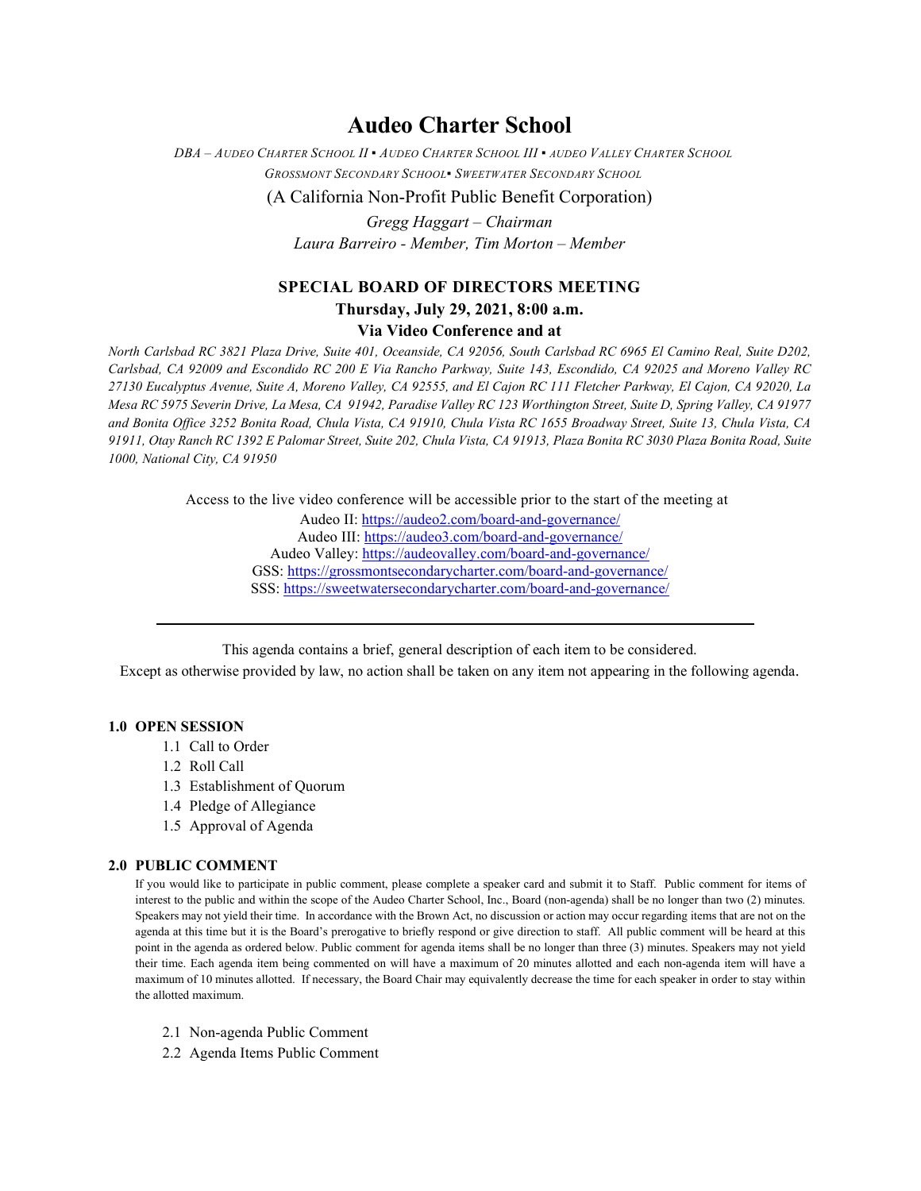# Audeo Charter School

*DBA – AUDEO CHARTER SCHOOL II ▪ AUDEO CHARTER SCHOOL III ▪ AUDEO VALLEY CHARTER SCHOOL*
*GROSSMONT SECONDARY SCHOOL▪ SWEETWATER SECONDARY SCHOOL*

(A California Non-Profit Public Benefit Corporation)

*Gregg Haggart – Chairman*
*Laura Barreiro - Member, Tim Morton – Member*

## SPECIAL BOARD OF DIRECTORS MEETING

**Thursday, July 29, 2021, 8:00 a.m.**

**Via Video Conference and at**

*North Carlsbad RC 3821 Plaza Drive, Suite 401, Oceanside, CA 92056, South Carlsbad RC 6965 El Camino Real, Suite D202, Carlsbad, CA 92009 and Escondido RC 200 E Via Rancho Parkway, Suite 143, Escondido, CA 92025 and Moreno Valley RC 27130 Eucalyptus Avenue, Suite A, Moreno Valley, CA 92555, and El Cajon RC 111 Fletcher Parkway, El Cajon, CA 92020, La Mesa RC 5975 Severin Drive, La Mesa, CA 91942, Paradise Valley RC 123 Worthington Street, Suite D, Spring Valley, CA 91977 and Bonita Office 3252 Bonita Road, Chula Vista, CA 91910, Chula Vista RC 1655 Broadway Street, Suite 13, Chula Vista, CA 91911, Otay Ranch RC 1392 E Palomar Street, Suite 202, Chula Vista, CA 91913, Plaza Bonita RC 3030 Plaza Bonita Road, Suite 1000, National City, CA 91950*

Access to the live video conference will be accessible prior to the start of the meeting at

Audeo II: https://audeo2.com/board-and-governance/
Audeo III: https://audeo3.com/board-and-governance/
Audeo Valley: https://audeovalley.com/board-and-governance/
GSS: https://grossmontsecondarycharter.com/board-and-governance/
SSS: https://sweetwatersecondarycharter.com/board-and-governance/

---

This agenda contains a brief, general description of each item to be considered.
Except as otherwise provided by law, no action shall be taken on any item not appearing in the following agenda.

### 1.0 OPEN SESSION

- 1.1 Call to Order
- 1.2 Roll Call
- 1.3 Establishment of Quorum
- 1.4 Pledge of Allegiance
- 1.5 Approval of Agenda

### 2.0 PUBLIC COMMENT

If you would like to participate in public comment, please complete a speaker card and submit it to Staff. Public comment for items of interest to the public and within the scope of the Audeo Charter School, Inc., Board (non-agenda) shall be no longer than two (2) minutes. Speakers may not yield their time. In accordance with the Brown Act, no discussion or action may occur regarding items that are not on the agenda at this time but it is the Board's prerogative to briefly respond or give direction to staff. All public comment will be heard at this point in the agenda as ordered below. Public comment for agenda items shall be no longer than three (3) minutes. Speakers may not yield their time. Each agenda item being commented on will have a maximum of 20 minutes allotted and each non-agenda item will have a maximum of 10 minutes allotted. If necessary, the Board Chair may equivalently decrease the time for each speaker in order to stay within the allotted maximum.

- 2.1 Non-agenda Public Comment
- 2.2 Agenda Items Public Comment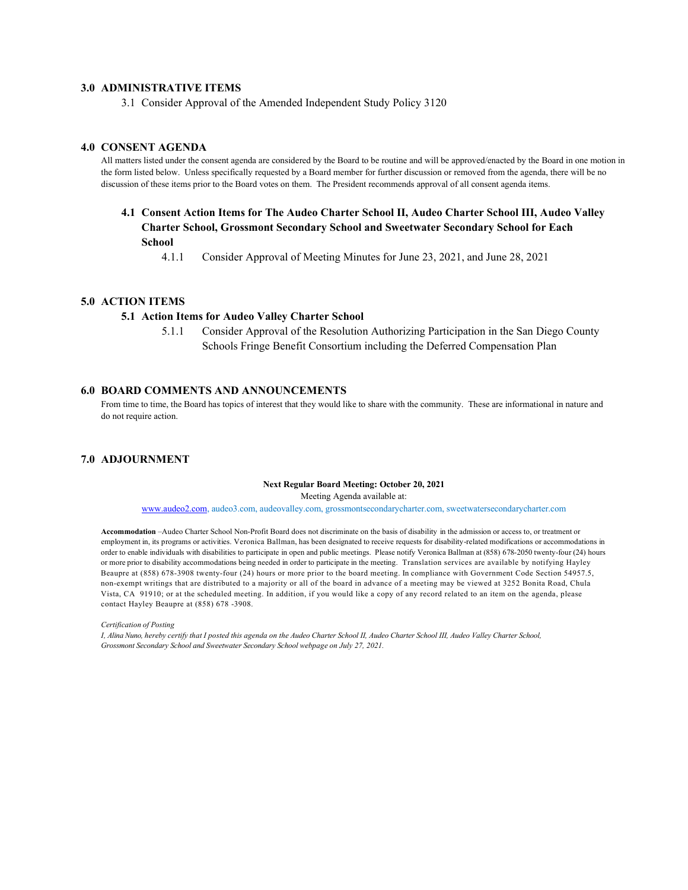## 3.0 ADMINISTRATIVE ITEMS

3.1 Consider Approval of the Amended Independent Study Policy 3120

## 4.0 CONSENT AGENDA

All matters listed under the consent agenda are considered by the Board to be routine and will be approved/enacted by the Board in one motion in the form listed below. Unless specifically requested by a Board member for further discussion or removed from the agenda, there will be no discussion of these items prior to the Board votes on them. The President recommends approval of all consent agenda items.

### 4.1 Consent Action Items for The Audeo Charter School II, Audeo Charter School III, Audeo Valley Charter School, Grossmont Secondary School and Sweetwater Secondary School for Each School

4.1.1 Consider Approval of Meeting Minutes for June 23, 2021, and June 28, 2021

## 5.0 ACTION ITEMS

### 5.1 Action Items for Audeo Valley Charter School

5.1.1 Consider Approval of the Resolution Authorizing Participation in the San Diego County Schools Fringe Benefit Consortium including the Deferred Compensation Plan

## 6.0 BOARD COMMENTS AND ANNOUNCEMENTS

From time to time, the Board has topics of interest that they would like to share with the community. These are informational in nature and do not require action.

## 7.0 ADJOURNMENT

**Next Regular Board Meeting: October 20, 2021**

Meeting Agenda available at:

www.audeo2.com, audeo3.com, audeovalley.com, grossmontsecondarycharter.com, sweetwatersecondarycharter.com

**Accommodation** –Audeo Charter School Non-Profit Board does not discriminate on the basis of disability in the admission or access to, or treatment or employment in, its programs or activities. Veronica Ballman, has been designated to receive requests for disability-related modifications or accommodations in order to enable individuals with disabilities to participate in open and public meetings. Please notify Veronica Ballman at (858) 678-2050 twenty-four (24) hours or more prior to disability accommodations being needed in order to participate in the meeting. Translation services are available by notifying Hayley Beaupre at (858) 678-3908 twenty-four (24) hours or more prior to the board meeting. In compliance with Government Code Section 54957.5, non-exempt writings that are distributed to a majority or all of the board in advance of a meeting may be viewed at 3252 Bonita Road, Chula Vista, CA 91910; or at the scheduled meeting. In addition, if you would like a copy of any record related to an item on the agenda, please contact Hayley Beaupre at (858) 678 -3908.

*Certification of Posting*

*I, Alina Nuno, hereby certify that I posted this agenda on the Audeo Charter School II, Audeo Charter School III, Audeo Valley Charter School, Grossmont Secondary School and Sweetwater Secondary School webpage on July 27, 2021.*